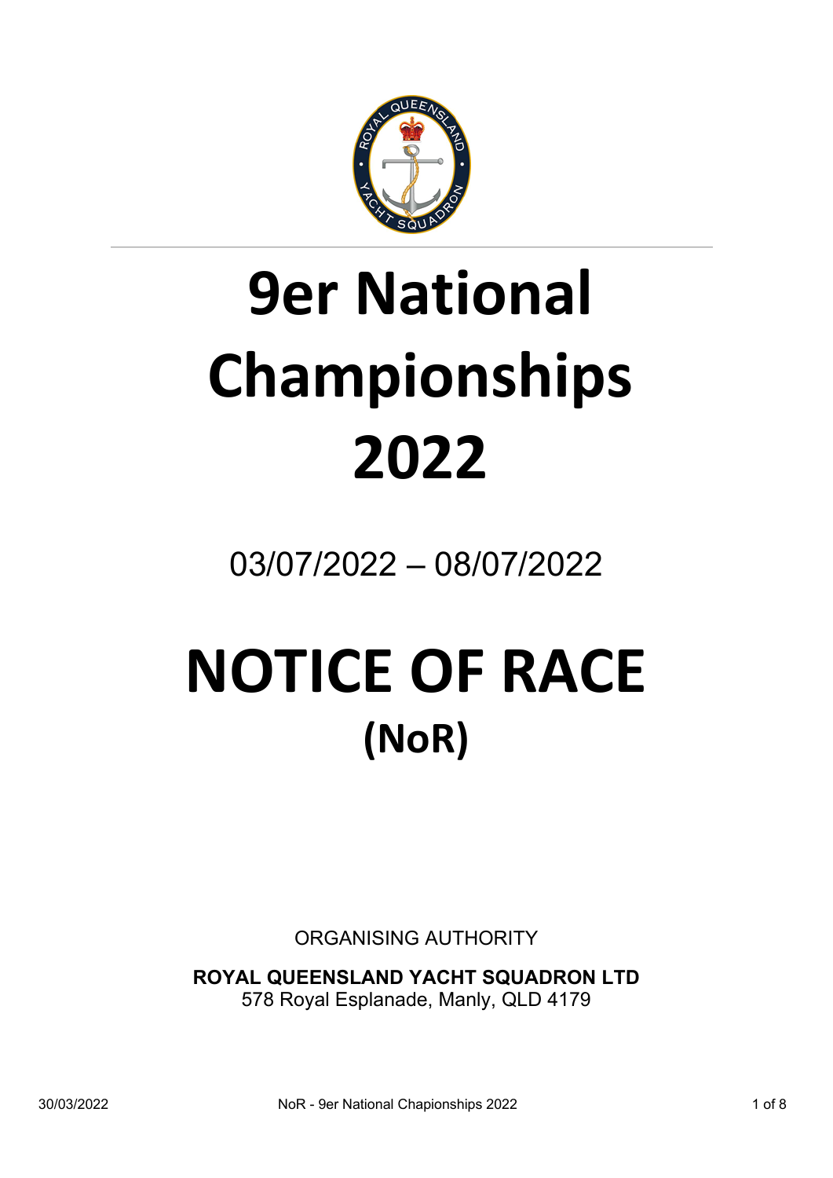# 9er National Championships 2022

03/07/2022 – 08/07/2022

# NOTICE OF RACE

## (NoR)

ORGANISING AUTHORITY

**ROYAL QUEENSLAND YACHT SQUADRON LTD**
578 Royal Esplanade, Manly, QLD 4179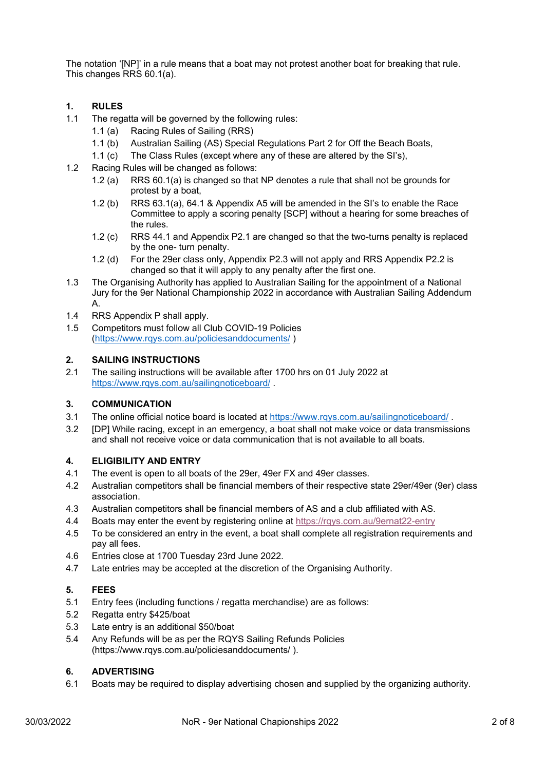The notation '[NP]' in a rule means that a boat may not protest another boat for breaking that rule. This changes RRS 60.1(a).

## 1. RULES

1.1 The regatta will be governed by the following rules:

- 1.1 (a) Racing Rules of Sailing (RRS)
- 1.1 (b) Australian Sailing (AS) Special Regulations Part 2 for Off the Beach Boats,
- 1.1 (c) The Class Rules (except where any of these are altered by the SI's),

1.2 Racing Rules will be changed as follows:

- 1.2 (a) RRS 60.1(a) is changed so that NP denotes a rule that shall not be grounds for protest by a boat,
- 1.2 (b) RRS 63.1(a), 64.1 & Appendix A5 will be amended in the SI's to enable the Race Committee to apply a scoring penalty [SCP] without a hearing for some breaches of the rules.
- 1.2 (c) RRS 44.1 and Appendix P2.1 are changed so that the two-turns penalty is replaced by the one- turn penalty.
- 1.2 (d) For the 29er class only, Appendix P2.3 will not apply and RRS Appendix P2.2 is changed so that it will apply to any penalty after the first one.

1.3 The Organising Authority has applied to Australian Sailing for the appointment of a National Jury for the 9er National Championship 2022 in accordance with Australian Sailing Addendum A.

1.4 RRS Appendix P shall apply.

1.5 Competitors must follow all Club COVID-19 Policies (https://www.rqys.com.au/policiesanddocuments/ )

## 2. SAILING INSTRUCTIONS

2.1 The sailing instructions will be available after 1700 hrs on 01 July 2022 at https://www.rqys.com.au/sailingnoticeboard/ .

## 3. COMMUNICATION

3.1 The online official notice board is located at https://www.rqys.com.au/sailingnoticeboard/ .

3.2 [DP] While racing, except in an emergency, a boat shall not make voice or data transmissions and shall not receive voice or data communication that is not available to all boats.

## 4. ELIGIBILITY AND ENTRY

4.1 The event is open to all boats of the 29er, 49er FX and 49er classes.

4.2 Australian competitors shall be financial members of their respective state 29er/49er (9er) class association.

4.3 Australian competitors shall be financial members of AS and a club affiliated with AS.

4.4 Boats may enter the event by registering online at https://rqys.com.au/9ernat22-entry

4.5 To be considered an entry in the event, a boat shall complete all registration requirements and pay all fees.

4.6 Entries close at 1700 Tuesday 23rd June 2022.

4.7 Late entries may be accepted at the discretion of the Organising Authority.

## 5. FEES

5.1 Entry fees (including functions / regatta merchandise) are as follows:

5.2 Regatta entry $425/boat

5.3 Late entry is an additional $50/boat

5.4 Any Refunds will be as per the RQYS Sailing Refunds Policies (https://www.rqys.com.au/policiesanddocuments/ ).

## 6. ADVERTISING

6.1 Boats may be required to display advertising chosen and supplied by the organizing authority.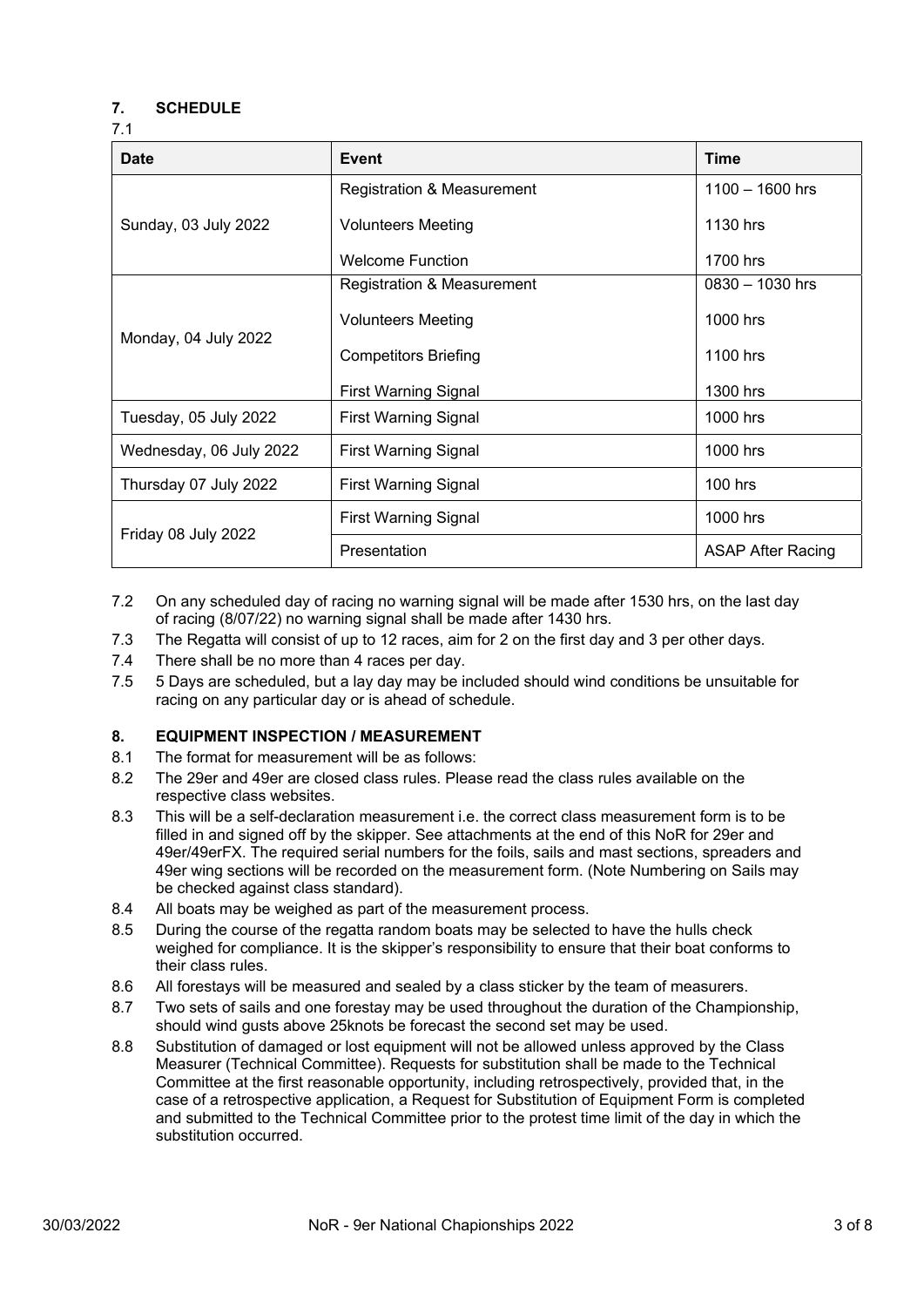## 7. SCHEDULE

7.1

| Date | Event | Time |
|---|---|---|
| Sunday, 03 July 2022 | Registration & Measurement | 1100 – 1600 hrs |
| | Volunteers Meeting | 1130 hrs |
| | Welcome Function | 1700 hrs |
| Monday, 04 July 2022 | Registration & Measurement | 0830 – 1030 hrs |
| | Volunteers Meeting | 1000 hrs |
| | Competitors Briefing | 1100 hrs |
| | First Warning Signal | 1300 hrs |
| Tuesday, 05 July 2022 | First Warning Signal | 1000 hrs |
| Wednesday, 06 July 2022 | First Warning Signal | 1000 hrs |
| Thursday 07 July 2022 | First Warning Signal | 100 hrs |
| Friday 08 July 2022 | First Warning Signal | 1000 hrs |
| | Presentation | ASAP After Racing |

7.2 On any scheduled day of racing no warning signal will be made after 1530 hrs, on the last day of racing (8/07/22) no warning signal shall be made after 1430 hrs.

7.3 The Regatta will consist of up to 12 races, aim for 2 on the first day and 3 per other days.

7.4 There shall be no more than 4 races per day.

7.5 5 Days are scheduled, but a lay day may be included should wind conditions be unsuitable for racing on any particular day or is ahead of schedule.

## 8. EQUIPMENT INSPECTION / MEASUREMENT

8.1 The format for measurement will be as follows:

8.2 The 29er and 49er are closed class rules. Please read the class rules available on the respective class websites.

8.3 This will be a self-declaration measurement i.e. the correct class measurement form is to be filled in and signed off by the skipper. See attachments at the end of this NoR for 29er and 49er/49erFX. The required serial numbers for the foils, sails and mast sections, spreaders and 49er wing sections will be recorded on the measurement form. (Note Numbering on Sails may be checked against class standard).

8.4 All boats may be weighed as part of the measurement process.

8.5 During the course of the regatta random boats may be selected to have the hulls check weighed for compliance. It is the skipper's responsibility to ensure that their boat conforms to their class rules.

8.6 All forestays will be measured and sealed by a class sticker by the team of measurers.

8.7 Two sets of sails and one forestay may be used throughout the duration of the Championship, should wind gusts above 25knots be forecast the second set may be used.

8.8 Substitution of damaged or lost equipment will not be allowed unless approved by the Class Measurer (Technical Committee). Requests for substitution shall be made to the Technical Committee at the first reasonable opportunity, including retrospectively, provided that, in the case of a retrospective application, a Request for Substitution of Equipment Form is completed and submitted to the Technical Committee prior to the protest time limit of the day in which the substitution occurred.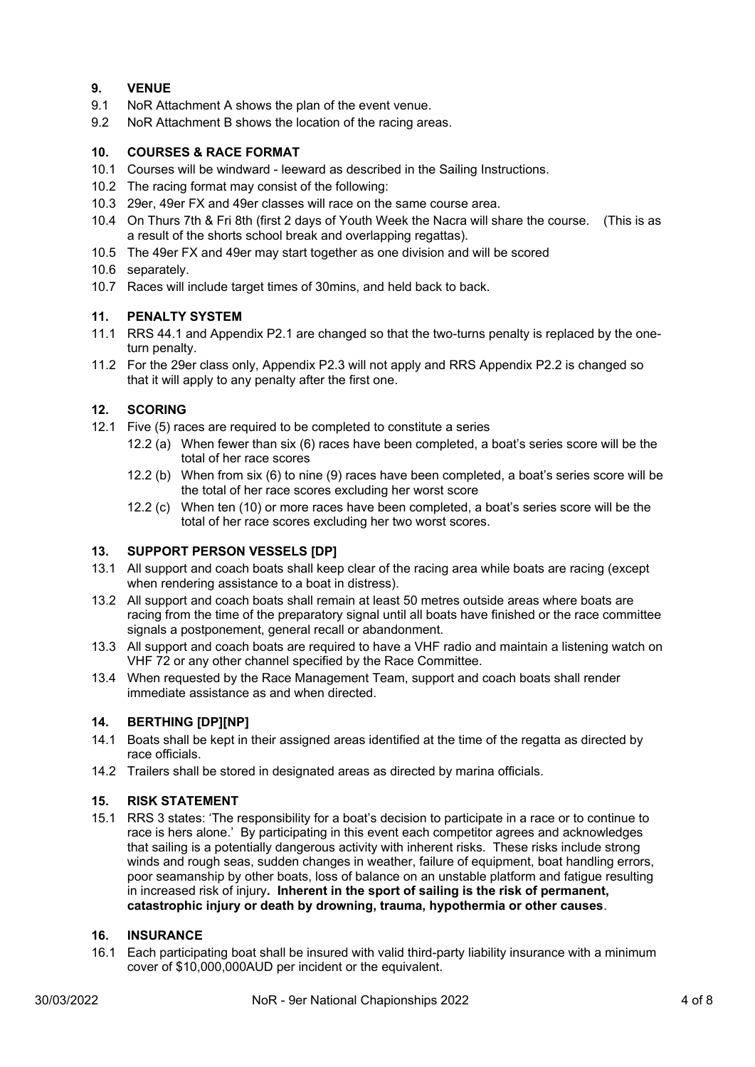**9. VENUE**

9.1 NoR Attachment A shows the plan of the event venue.

9.2 NoR Attachment B shows the location of the racing areas.

**10. COURSES & RACE FORMAT**

10.1 Courses will be windward - leeward as described in the Sailing Instructions.

10.2 The racing format may consist of the following:

10.3 29er, 49er FX and 49er classes will race on the same course area.

10.4 On Thurs 7th & Fri 8th (first 2 days of Youth Week the Nacra will share the course. (This is as a result of the shorts school break and overlapping regattas).

10.5 The 49er FX and 49er may start together as one division and will be scored

10.6 separately.

10.7 Races will include target times of 30mins, and held back to back.

**11. PENALTY SYSTEM**

11.1 RRS 44.1 and Appendix P2.1 are changed so that the two-turns penalty is replaced by the one-turn penalty.

11.2 For the 29er class only, Appendix P2.3 will not apply and RRS Appendix P2.2 is changed so that it will apply to any penalty after the first one.

**12. SCORING**

12.1 Five (5) races are required to be completed to constitute a series

12.2 (a) When fewer than six (6) races have been completed, a boat's series score will be the total of her race scores

12.2 (b) When from six (6) to nine (9) races have been completed, a boat's series score will be the total of her race scores excluding her worst score

12.2 (c) When ten (10) or more races have been completed, a boat's series score will be the total of her race scores excluding her two worst scores.

**13. SUPPORT PERSON VESSELS [DP]**

13.1 All support and coach boats shall keep clear of the racing area while boats are racing (except when rendering assistance to a boat in distress).

13.2 All support and coach boats shall remain at least 50 metres outside areas where boats are racing from the time of the preparatory signal until all boats have finished or the race committee signals a postponement, general recall or abandonment.

13.3 All support and coach boats are required to have a VHF radio and maintain a listening watch on VHF 72 or any other channel specified by the Race Committee.

13.4 When requested by the Race Management Team, support and coach boats shall render immediate assistance as and when directed.

**14. BERTHING [DP][NP]**

14.1 Boats shall be kept in their assigned areas identified at the time of the regatta as directed by race officials.

14.2 Trailers shall be stored in designated areas as directed by marina officials.

**15. RISK STATEMENT**

15.1 RRS 3 states: 'The responsibility for a boat's decision to participate in a race or to continue to race is hers alone.' By participating in this event each competitor agrees and acknowledges that sailing is a potentially dangerous activity with inherent risks. These risks include strong winds and rough seas, sudden changes in weather, failure of equipment, boat handling errors, poor seamanship by other boats, loss of balance on an unstable platform and fatigue resulting in increased risk of injury**. Inherent in the sport of sailing is the risk of permanent, catastrophic injury or death by drowning, trauma, hypothermia or other causes**.

**16. INSURANCE**

16.1 Each participating boat shall be insured with valid third-party liability insurance with a minimum cover of $10,000,000AUD per incident or the equivalent.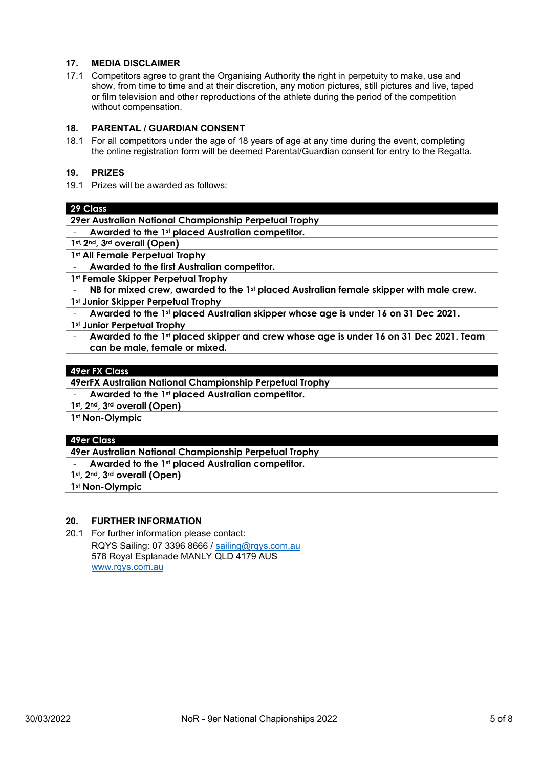## 17. MEDIA DISCLAIMER

17.1 Competitors agree to grant the Organising Authority the right in perpetuity to make, use and show, from time to time and at their discretion, any motion pictures, still pictures and live, taped or film television and other reproductions of the athlete during the period of the competition without compensation.

## 18. PARENTAL / GUARDIAN CONSENT

18.1 For all competitors under the age of 18 years of age at any time during the event, completing the online registration form will be deemed Parental/Guardian consent for entry to the Regatta.

## 19. PRIZES

19.1 Prizes will be awarded as follows:

| 29 Class |
| --- |
| **29er Australian National Championship Perpetual Trophy** |
| - **Awarded to the 1st placed Australian competitor.** |
| **1st, 2nd, 3rd overall (Open)** |
| **1st All Female Perpetual Trophy** |
| - **Awarded to the first Australian competitor.** |
| **1st Female Skipper Perpetual Trophy** |
| - **NB for mixed crew, awarded to the 1st placed Australian female skipper with male crew.** |
| **1st Junior Skipper Perpetual Trophy** |
| - **Awarded to the 1st placed Australian skipper whose age is under 16 on 31 Dec 2021.** |
| **1st Junior Perpetual Trophy** |
| - **Awarded to the 1st placed skipper and crew whose age is under 16 on 31 Dec 2021. Team can be male, female or mixed.** |

| 49er FX Class |
| --- |
| **49erFX Australian National Championship Perpetual Trophy** |
| - **Awarded to the 1st placed Australian competitor.** |
| **1st, 2nd, 3rd overall (Open)** |
| **1st Non-Olympic** |

| 49er Class |
| --- |
| **49er Australian National Championship Perpetual Trophy** |
| - **Awarded to the 1st placed Australian competitor.** |
| **1st, 2nd, 3rd overall (Open)** |
| **1st Non-Olympic** |

## 20. FURTHER INFORMATION

20.1 For further information please contact:
RQYS Sailing: 07 3396 8666 / sailing@rqys.com.au
578 Royal Esplanade MANLY QLD 4179 AUS
www.rqys.com.au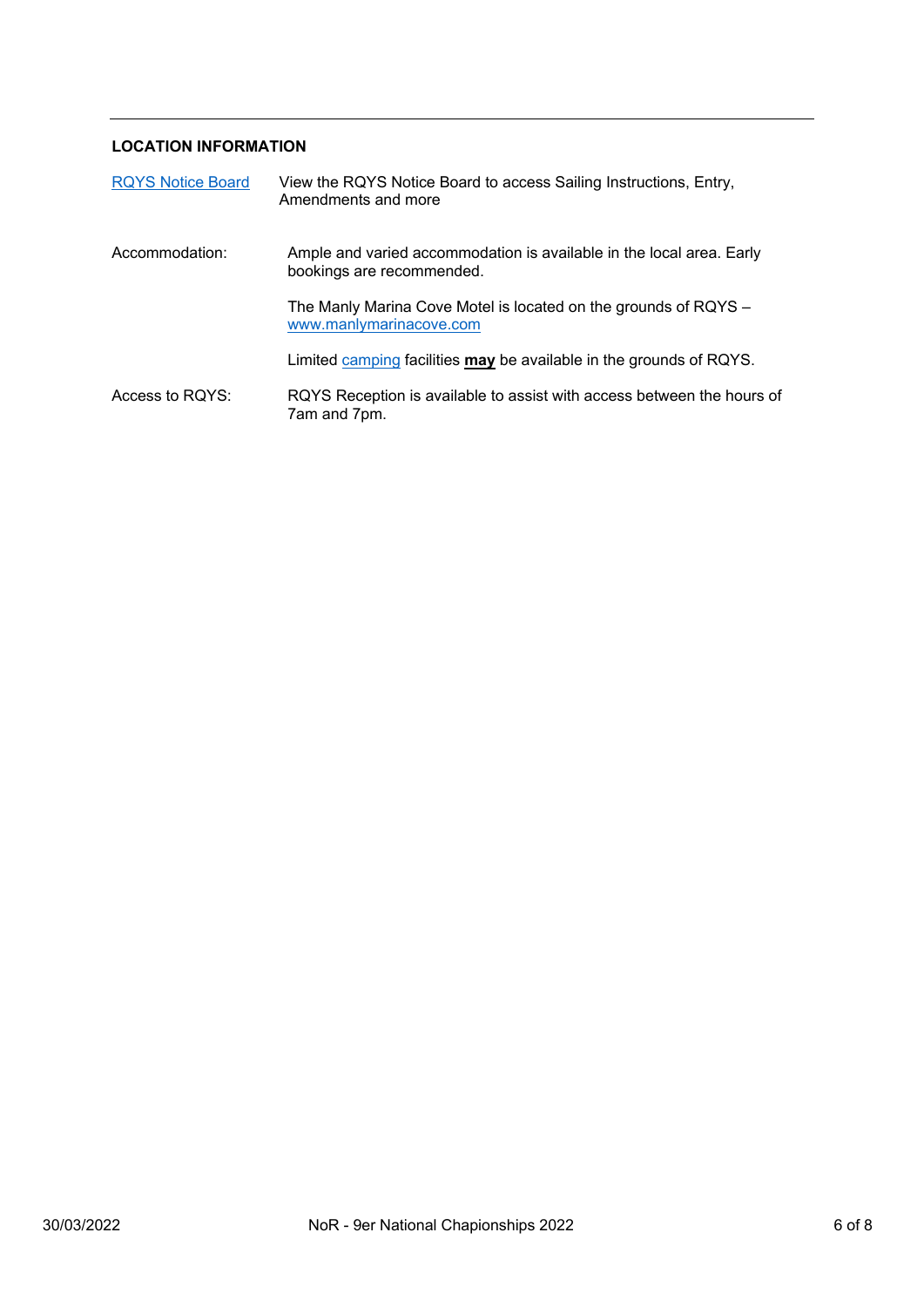## LOCATION INFORMATION

| | |
|---|---|
| RQYS Notice Board | View the RQYS Notice Board to access Sailing Instructions, Entry, Amendments and more |
| Accommodation: | Ample and varied accommodation is available in the local area. Early bookings are recommended. |
| | The Manly Marina Cove Motel is located on the grounds of RQYS – www.manlymarinacove.com |
| | Limited camping facilities **may** be available in the grounds of RQYS. |
| Access to RQYS: | RQYS Reception is available to assist with access between the hours of 7am and 7pm. |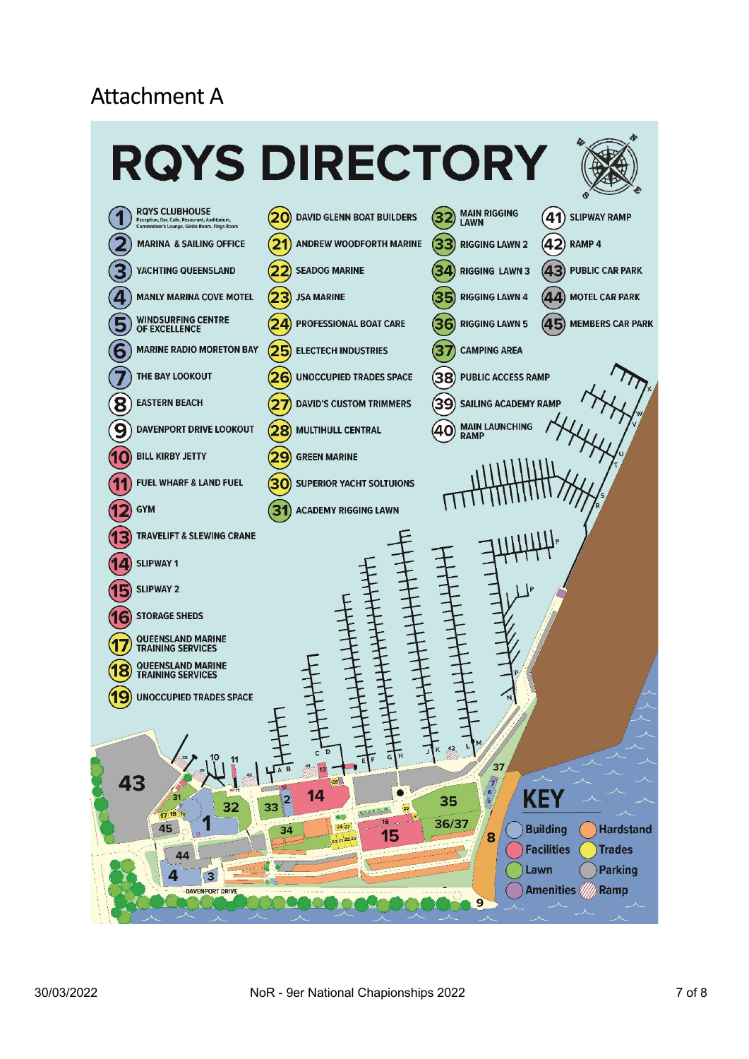# Attachment A

# RQYS DIRECTORY

1. RQYS CLUBHOUSE – Reception, Bar, Cafe, Resturant, Auditorium, Commodore's Lounge, Girlis Room, Flags Room
2. MARINA & SAILING OFFICE
3. YACHTING QUEENSLAND
4. MANLY MARINA COVE MOTEL
5. WINDSURFING CENTRE OF EXCELLENCE
6. MARINE RADIO MORETON BAY
7. THE BAY LOOKOUT
8. EASTERN BEACH
9. DAVENPORT DRIVE LOOKOUT
10. BILL KIRBY JETTY
11. FUEL WHARF & LAND FUEL
12. GYM
13. TRAVELIFT & SLEWING CRANE
14. SLIPWAY 1
15. SLIPWAY 2
16. STORAGE SHEDS
17. QUEENSLAND MARINE TRAINING SERVICES
18. QUEENSLAND MARINE TRAINING SERVICES
19. UNOCCUPIED TRADES SPACE
20. DAVID GLENN BOAT BUILDERS
21. ANDREW WOODFORTH MARINE
22. SEADOG MARINE
23. JSA MARINE
24. PROFESSIONAL BOAT CARE
25. ELECTECH INDUSTRIES
26. UNOCCUPIED TRADES SPACE
27. DAVID'S CUSTOM TRIMMERS
28. MULTIHULL CENTRAL
29. GREEN MARINE
30. SUPERIOR YACHT SOLTUIONS
31. ACADEMY RIGGING LAWN
32. MAIN RIGGING LAWN
33. RIGGING LAWN 2
34. RIGGING LAWN 3
35. RIGGING LAWN 4
36. RIGGING LAWN 5
37. CAMPING AREA
38. PUBLIC ACCESS RAMP
39. SAILING ACADEMY RAMP
40. MAIN LAUNCHING RAMP
41. SLIPWAY RAMP
42. RAMP 4
43. PUBLIC CAR PARK
44. MOTEL CAR PARK
45. MEMBERS CAR PARK

**KEY**

- Building
- Facilities
- Lawn
- Amenities
- Hardstand
- Trades
- Parking
- Ramp

DAVENPORT DRIVE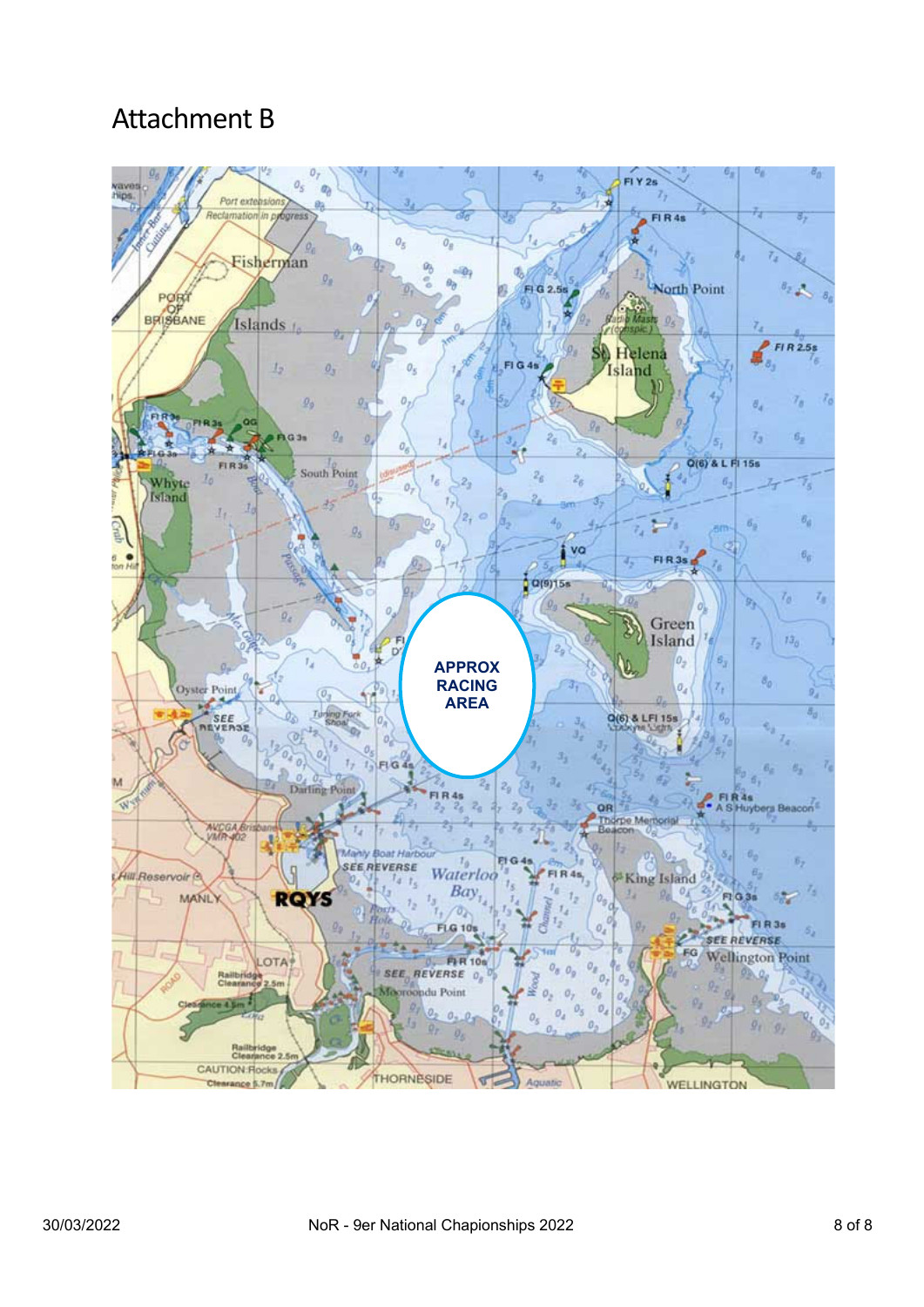# Attachment B

APPROX RACING AREA